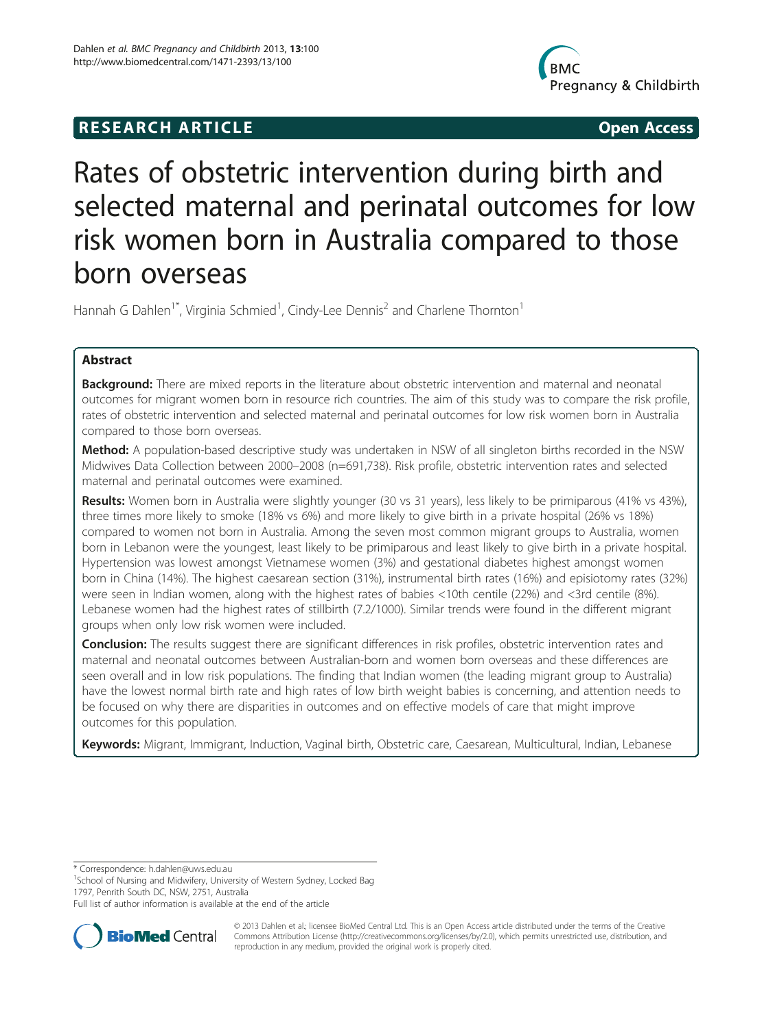**RESEARCH ARTICLE** **Open Access**

# Rates of obstetric intervention during birth and selected maternal and perinatal outcomes for low risk women born in Australia compared to those born overseas

Hannah G Dahlen[1*], Virginia Schmied[1], Cindy-Lee Dennis[2] and Charlene Thornton[1]

## Abstract

**Background:** There are mixed reports in the literature about obstetric intervention and maternal and neonatal outcomes for migrant women born in resource rich countries. The aim of this study was to compare the risk profile, rates of obstetric intervention and selected maternal and perinatal outcomes for low risk women born in Australia compared to those born overseas.

**Method:** A population-based descriptive study was undertaken in NSW of all singleton births recorded in the NSW Midwives Data Collection between 2000–2008 (n=691,738). Risk profile, obstetric intervention rates and selected maternal and perinatal outcomes were examined.

**Results:** Women born in Australia were slightly younger (30 vs 31 years), less likely to be primiparous (41% vs 43%), three times more likely to smoke (18% vs 6%) and more likely to give birth in a private hospital (26% vs 18%) compared to women not born in Australia. Among the seven most common migrant groups to Australia, women born in Lebanon were the youngest, least likely to be primiparous and least likely to give birth in a private hospital. Hypertension was lowest amongst Vietnamese women (3%) and gestational diabetes highest amongst women born in China (14%). The highest caesarean section (31%), instrumental birth rates (16%) and episiotomy rates (32%) were seen in Indian women, along with the highest rates of babies <10th centile (22%) and <3rd centile (8%). Lebanese women had the highest rates of stillbirth (7.2/1000). Similar trends were found in the different migrant groups when only low risk women were included.

**Conclusion:** The results suggest there are significant differences in risk profiles, obstetric intervention rates and maternal and neonatal outcomes between Australian-born and women born overseas and these differences are seen overall and in low risk populations. The finding that Indian women (the leading migrant group to Australia) have the lowest normal birth rate and high rates of low birth weight babies is concerning, and attention needs to be focused on why there are disparities in outcomes and on effective models of care that might improve outcomes for this population.

**Keywords:** Migrant, Immigrant, Induction, Vaginal birth, Obstetric care, Caesarean, Multicultural, Indian, Lebanese

---

\* Correspondence: h.dahlen@uws.edu.au
[1]School of Nursing and Midwifery, University of Western Sydney, Locked Bag 1797, Penrith South DC, NSW, 2751, Australia
Full list of author information is available at the end of the article

© 2013 Dahlen et al.; licensee BioMed Central Ltd. This is an Open Access article distributed under the terms of the Creative Commons Attribution License (http://creativecommons.org/licenses/by/2.0), which permits unrestricted use, distribution, and reproduction in any medium, provided the original work is properly cited.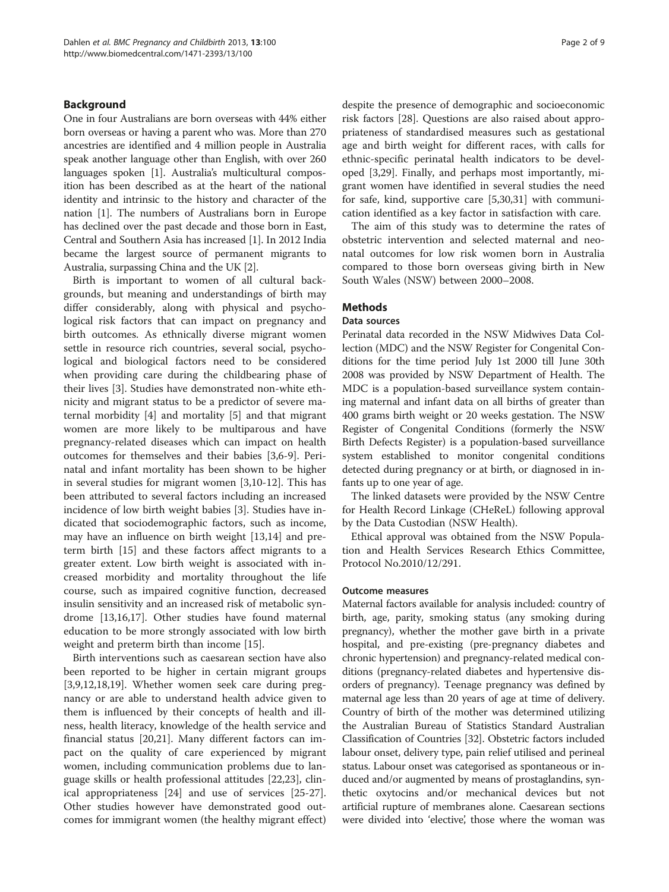## Background

One in four Australians are born overseas with 44% either born overseas or having a parent who was. More than 270 ancestries are identified and 4 million people in Australia speak another language other than English, with over 260 languages spoken [1]. Australia's multicultural composition has been described as at the heart of the national identity and intrinsic to the history and character of the nation [1]. The numbers of Australians born in Europe has declined over the past decade and those born in East, Central and Southern Asia has increased [1]. In 2012 India became the largest source of permanent migrants to Australia, surpassing China and the UK [2].

Birth is important to women of all cultural backgrounds, but meaning and understandings of birth may differ considerably, along with physical and psychological risk factors that can impact on pregnancy and birth outcomes. As ethnically diverse migrant women settle in resource rich countries, several social, psychological and biological factors need to be considered when providing care during the childbearing phase of their lives [3]. Studies have demonstrated non-white ethnicity and migrant status to be a predictor of severe maternal morbidity [4] and mortality [5] and that migrant women are more likely to be multiparous and have pregnancy-related diseases which can impact on health outcomes for themselves and their babies [3,6-9]. Perinatal and infant mortality has been shown to be higher in several studies for migrant women [3,10-12]. This has been attributed to several factors including an increased incidence of low birth weight babies [3]. Studies have indicated that sociodemographic factors, such as income, may have an influence on birth weight [13,14] and preterm birth [15] and these factors affect migrants to a greater extent. Low birth weight is associated with increased morbidity and mortality throughout the life course, such as impaired cognitive function, decreased insulin sensitivity and an increased risk of metabolic syndrome [13,16,17]. Other studies have found maternal education to be more strongly associated with low birth weight and preterm birth than income [15].

Birth interventions such as caesarean section have also been reported to be higher in certain migrant groups [3,9,12,18,19]. Whether women seek care during pregnancy or are able to understand health advice given to them is influenced by their concepts of health and illness, health literacy, knowledge of the health service and financial status [20,21]. Many different factors can impact on the quality of care experienced by migrant women, including communication problems due to language skills or health professional attitudes [22,23], clinical appropriateness [24] and use of services [25-27]. Other studies however have demonstrated good outcomes for immigrant women (the healthy migrant effect) despite the presence of demographic and socioeconomic risk factors [28]. Questions are also raised about appropriateness of standardised measures such as gestational age and birth weight for different races, with calls for ethnic-specific perinatal health indicators to be developed [3,29]. Finally, and perhaps most importantly, migrant women have identified in several studies the need for safe, kind, supportive care [5,30,31] with communication identified as a key factor in satisfaction with care.

The aim of this study was to determine the rates of obstetric intervention and selected maternal and neonatal outcomes for low risk women born in Australia compared to those born overseas giving birth in New South Wales (NSW) between 2000–2008.

## Methods

### Data sources

Perinatal data recorded in the NSW Midwives Data Collection (MDC) and the NSW Register for Congenital Conditions for the time period July 1st 2000 till June 30th 2008 was provided by NSW Department of Health. The MDC is a population-based surveillance system containing maternal and infant data on all births of greater than 400 grams birth weight or 20 weeks gestation. The NSW Register of Congenital Conditions (formerly the NSW Birth Defects Register) is a population-based surveillance system established to monitor congenital conditions detected during pregnancy or at birth, or diagnosed in infants up to one year of age.

The linked datasets were provided by the NSW Centre for Health Record Linkage (CHeReL) following approval by the Data Custodian (NSW Health).

Ethical approval was obtained from the NSW Population and Health Services Research Ethics Committee, Protocol No.2010/12/291.

### Outcome measures

Maternal factors available for analysis included: country of birth, age, parity, smoking status (any smoking during pregnancy), whether the mother gave birth in a private hospital, and pre-existing (pre-pregnancy diabetes and chronic hypertension) and pregnancy-related medical conditions (pregnancy-related diabetes and hypertensive disorders of pregnancy). Teenage pregnancy was defined by maternal age less than 20 years of age at time of delivery. Country of birth of the mother was determined utilizing the Australian Bureau of Statistics Standard Australian Classification of Countries [32]. Obstetric factors included labour onset, delivery type, pain relief utilised and perineal status. Labour onset was categorised as spontaneous or induced and/or augmented by means of prostaglandins, synthetic oxytocins and/or mechanical devices but not artificial rupture of membranes alone. Caesarean sections were divided into 'elective', those where the woman was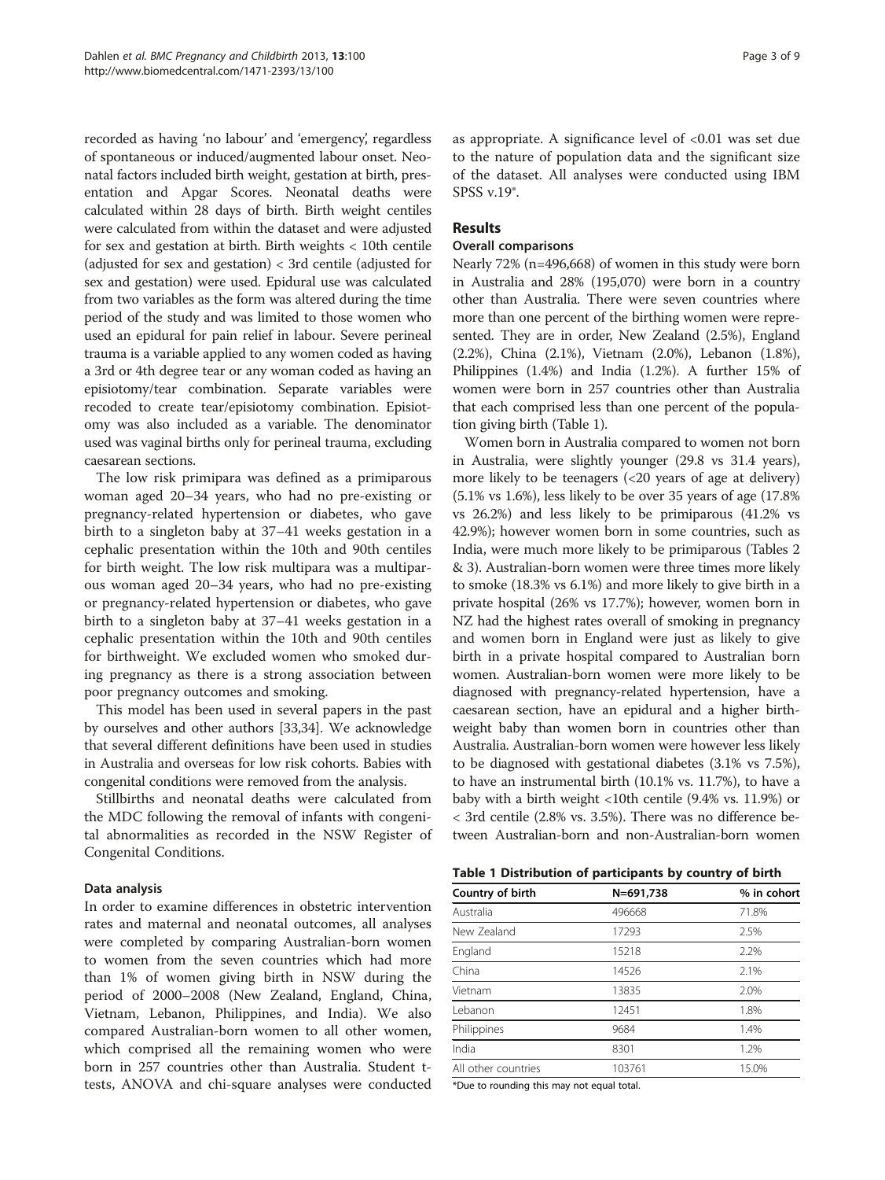recorded as having 'no labour' and 'emergency', regardless of spontaneous or induced/augmented labour onset. Neonatal factors included birth weight, gestation at birth, presentation and Apgar Scores. Neonatal deaths were calculated within 28 days of birth. Birth weight centiles were calculated from within the dataset and were adjusted for sex and gestation at birth. Birth weights < 10th centile (adjusted for sex and gestation) < 3rd centile (adjusted for sex and gestation) were used. Epidural use was calculated from two variables as the form was altered during the time period of the study and was limited to those women who used an epidural for pain relief in labour. Severe perineal trauma is a variable applied to any women coded as having a 3rd or 4th degree tear or any woman coded as having an episiotomy/tear combination. Separate variables were recoded to create tear/episiotomy combination. Episiotomy was also included as a variable. The denominator used was vaginal births only for perineal trauma, excluding caesarean sections.

The low risk primipara was defined as a primiparous woman aged 20–34 years, who had no pre-existing or pregnancy-related hypertension or diabetes, who gave birth to a singleton baby at 37–41 weeks gestation in a cephalic presentation within the 10th and 90th centiles for birth weight. The low risk multipara was a multiparous woman aged 20–34 years, who had no pre-existing or pregnancy-related hypertension or diabetes, who gave birth to a singleton baby at 37–41 weeks gestation in a cephalic presentation within the 10th and 90th centiles for birthweight. We excluded women who smoked during pregnancy as there is a strong association between poor pregnancy outcomes and smoking.

This model has been used in several papers in the past by ourselves and other authors [33,34]. We acknowledge that several different definitions have been used in studies in Australia and overseas for low risk cohorts. Babies with congenital conditions were removed from the analysis.

Stillbirths and neonatal deaths were calculated from the MDC following the removal of infants with congenital abnormalities as recorded in the NSW Register of Congenital Conditions.

### Data analysis

In order to examine differences in obstetric intervention rates and maternal and neonatal outcomes, all analyses were completed by comparing Australian-born women to women from the seven countries which had more than 1% of women giving birth in NSW during the period of 2000–2008 (New Zealand, England, China, Vietnam, Lebanon, Philippines, and India). We also compared Australian-born women to all other women, which comprised all the remaining women who were born in 257 countries other than Australia. Student t-tests, ANOVA and chi-square analyses were conducted as appropriate. A significance level of <0.01 was set due to the nature of population data and the significant size of the dataset. All analyses were conducted using IBM SPSS v.19®.

## Results

### Overall comparisons

Nearly 72% (n=496,668) of women in this study were born in Australia and 28% (195,070) were born in a country other than Australia. There were seven countries where more than one percent of the birthing women were represented. They are in order, New Zealand (2.5%), England (2.2%), China (2.1%), Vietnam (2.0%), Lebanon (1.8%), Philippines (1.4%) and India (1.2%). A further 15% of women were born in 257 countries other than Australia that each comprised less than one percent of the population giving birth (Table 1).

Women born in Australia compared to women not born in Australia, were slightly younger (29.8 vs 31.4 years), more likely to be teenagers (<20 years of age at delivery) (5.1% vs 1.6%), less likely to be over 35 years of age (17.8% vs 26.2%) and less likely to be primiparous (41.2% vs 42.9%); however women born in some countries, such as India, were much more likely to be primiparous (Tables 2 & 3). Australian-born women were three times more likely to smoke (18.3% vs 6.1%) and more likely to give birth in a private hospital (26% vs 17.7%); however, women born in NZ had the highest rates overall of smoking in pregnancy and women born in England were just as likely to give birth in a private hospital compared to Australian born women. Australian-born women were more likely to be diagnosed with pregnancy-related hypertension, have a caesarean section, have an epidural and a higher birthweight baby than women born in countries other than Australia. Australian-born women were however less likely to be diagnosed with gestational diabetes (3.1% vs 7.5%), to have an instrumental birth (10.1% vs. 11.7%), to have a baby with a birth weight <10th centile (9.4% vs. 11.9%) or < 3rd centile (2.8% vs. 3.5%). There was no difference between Australian-born and non-Australian-born women

**Table 1 Distribution of participants by country of birth**

| Country of birth | N=691,738 | % in cohort |
|---|---|---|
| Australia | 496668 | 71.8% |
| New Zealand | 17293 | 2.5% |
| England | 15218 | 2.2% |
| China | 14526 | 2.1% |
| Vietnam | 13835 | 2.0% |
| Lebanon | 12451 | 1.8% |
| Philippines | 9684 | 1.4% |
| India | 8301 | 1.2% |
| All other countries | 103761 | 15.0% |

*Due to rounding this may not equal total.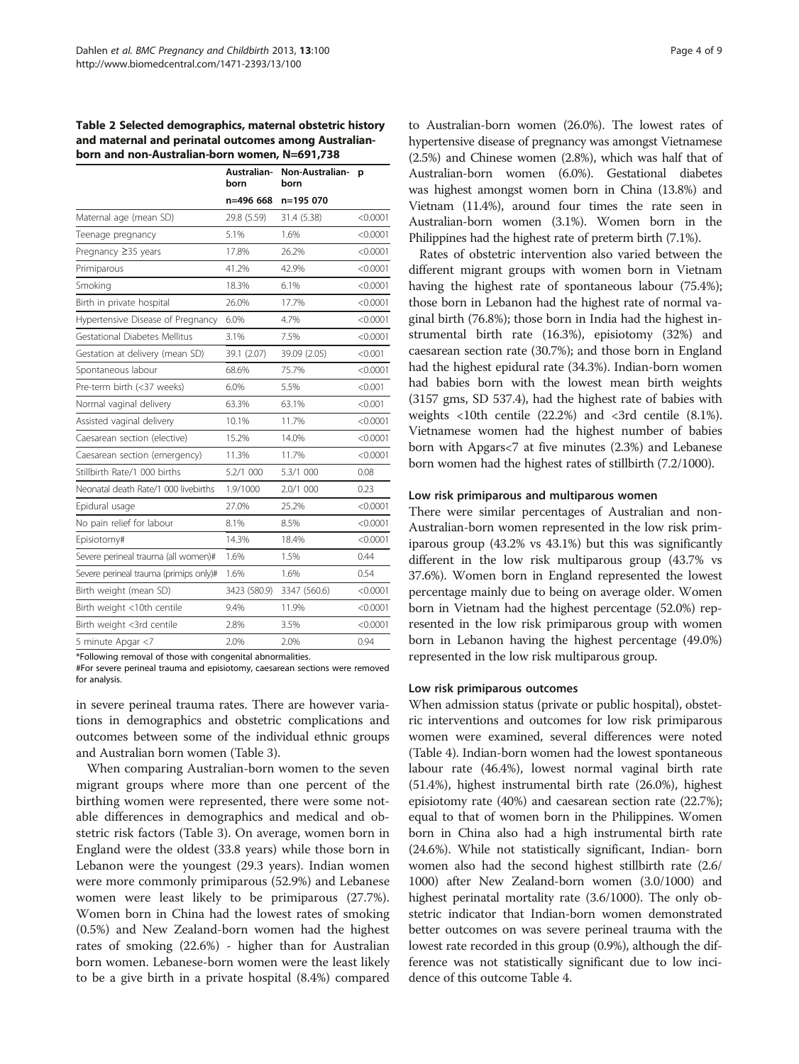**Table 2 Selected demographics, maternal obstetric history and maternal and perinatal outcomes among Australian-born and non-Australian-born women, N=691,738**

| | Australian-born | Non-Australian-born | p |
|---|---|---|---|
| | n=496 668 | n=195 070 | |
| Maternal age (mean SD) | 29.8 (5.59) | 31.4 (5.38) | <0.0001 |
| Teenage pregnancy | 5.1% | 1.6% | <0.0001 |
| Pregnancy ≥35 years | 17.8% | 26.2% | <0.0001 |
| Primiparous | 41.2% | 42.9% | <0.0001 |
| Smoking | 18.3% | 6.1% | <0.0001 |
| Birth in private hospital | 26.0% | 17.7% | <0.0001 |
| Hypertensive Disease of Pregnancy | 6.0% | 4.7% | <0.0001 |
| Gestational Diabetes Mellitus | 3.1% | 7.5% | <0.0001 |
| Gestation at delivery (mean SD) | 39.1 (2.07) | 39.09 (2.05) | <0.001 |
| Spontaneous labour | 68.6% | 75.7% | <0.0001 |
| Pre-term birth (<37 weeks) | 6.0% | 5.5% | <0.001 |
| Normal vaginal delivery | 63.3% | 63.1% | <0.001 |
| Assisted vaginal delivery | 10.1% | 11.7% | <0.0001 |
| Caesarean section (elective) | 15.2% | 14.0% | <0.0001 |
| Caesarean section (emergency) | 11.3% | 11.7% | <0.0001 |
| Stillbirth Rate/1 000 births | 5.2/1 000 | 5.3/1 000 | 0.08 |
| Neonatal death Rate/1 000 livebirths | 1.9/1000 | 2.0/1 000 | 0.23 |
| Epidural usage | 27.0% | 25.2% | <0.0001 |
| No pain relief for labour | 8.1% | 8.5% | <0.0001 |
| Episiotomy# | 14.3% | 18.4% | <0.0001 |
| Severe perineal trauma (all women)# | 1.6% | 1.5% | 0.44 |
| Severe perineal trauma (primips only)# | 1.6% | 1.6% | 0.54 |
| Birth weight (mean SD) | 3423 (580.9) | 3347 (560.6) | <0.0001 |
| Birth weight <10th centile | 9.4% | 11.9% | <0.0001 |
| Birth weight <3rd centile | 2.8% | 3.5% | <0.0001 |
| 5 minute Apgar <7 | 2.0% | 2.0% | 0.94 |

*Following removal of those with congenital abnormalities.
#For severe perineal trauma and episiotomy, caesarean sections were removed for analysis.

in severe perineal trauma rates. There are however variations in demographics and obstetric complications and outcomes between some of the individual ethnic groups and Australian born women (Table 3).

When comparing Australian-born women to the seven migrant groups where more than one percent of the birthing women were represented, there were some notable differences in demographics and medical and obstetric risk factors (Table 3). On average, women born in England were the oldest (33.8 years) while those born in Lebanon were the youngest (29.3 years). Indian women were more commonly primiparous (52.9%) and Lebanese women were least likely to be primiparous (27.7%). Women born in China had the lowest rates of smoking (0.5%) and New Zealand-born women had the highest rates of smoking (22.6%) - higher than for Australian born women. Lebanese-born women were the least likely to be a give birth in a private hospital (8.4%) compared to Australian-born women (26.0%). The lowest rates of hypertensive disease of pregnancy was amongst Vietnamese (2.5%) and Chinese women (2.8%), which was half that of Australian-born women (6.0%). Gestational diabetes was highest amongst women born in China (13.8%) and Vietnam (11.4%), around four times the rate seen in Australian-born women (3.1%). Women born in the Philippines had the highest rate of preterm birth (7.1%).

Rates of obstetric intervention also varied between the different migrant groups with women born in Vietnam having the highest rate of spontaneous labour (75.4%); those born in Lebanon had the highest rate of normal vaginal birth (76.8%); those born in India had the highest instrumental birth rate (16.3%), episiotomy (32%) and caesarean section rate (30.7%); and those born in England had the highest epidural rate (34.3%). Indian-born women had babies born with the lowest mean birth weights (3157 gms, SD 537.4), had the highest rate of babies with weights <10th centile (22.2%) and <3rd centile (8.1%). Vietnamese women had the highest number of babies born with Apgars<7 at five minutes (2.3%) and Lebanese born women had the highest rates of stillbirth (7.2/1000).

### Low risk primiparous and multiparous women

There were similar percentages of Australian and non-Australian-born women represented in the low risk primiparous group (43.2% vs 43.1%) but this was significantly different in the low risk multiparous group (43.7% vs 37.6%). Women born in England represented the lowest percentage mainly due to being on average older. Women born in Vietnam had the highest percentage (52.0%) represented in the low risk primiparous group with women born in Lebanon having the highest percentage (49.0%) represented in the low risk multiparous group.

### Low risk primiparous outcomes

When admission status (private or public hospital), obstetric interventions and outcomes for low risk primiparous women were examined, several differences were noted (Table 4). Indian-born women had the lowest spontaneous labour rate (46.4%), lowest normal vaginal birth rate (51.4%), highest instrumental birth rate (26.0%), highest episiotomy rate (40%) and caesarean section rate (22.7%); equal to that of women born in the Philippines. Women born in China also had a high instrumental birth rate (24.6%). While not statistically significant, Indian- born women also had the second highest stillbirth rate (2.6/1000) after New Zealand-born women (3.0/1000) and highest perinatal mortality rate (3.6/1000). The only obstetric indicator that Indian-born women demonstrated better outcomes on was severe perineal trauma with the lowest rate recorded in this group (0.9%), although the difference was not statistically significant due to low incidence of this outcome Table 4.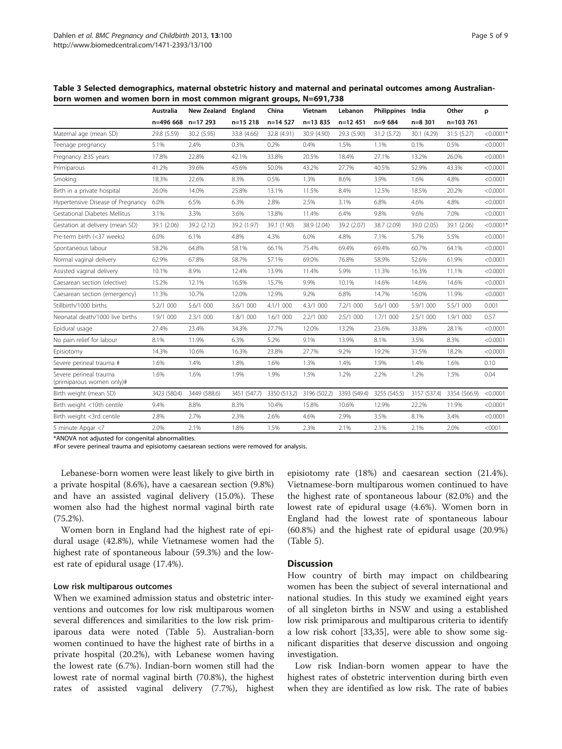**Table 3 Selected demographics, maternal obstetric history and maternal and perinatal outcomes among Australian-born women and women born in most common migrant groups, N=691,738**

| | Australia | New Zealand | England | China | Vietnam | Lebanon | Philippines | India | Other | p |
|---|---|---|---|---|---|---|---|---|---|---|
| | n=496 668 | n=17 293 | n=15 218 | n=14 527 | n=13 835 | n=12 451 | n=9 684 | n=8 301 | n=103 761 | |
| Maternal age (mean SD) | 29.8 (5.59) | 30.2 (5.95) | 33.8 (4.66) | 32.8 (4.91) | 30.9 (4.90) | 29.3 (5.90) | 31.2 (5.72) | 30.1 (4.29) | 31.5 (5.27) | <0.0001* |
| Teenage pregnancy | 5.1% | 2.4% | 0.3% | 0.2% | 0.4% | 1.5% | 1.1% | 0.1% | 0.5% | <0.0001 |
| Pregnancy ≥35 years | 17.8% | 22.8% | 42.1% | 33.8% | 20.5% | 18.4% | 27.1% | 13.2% | 26.0% | <0.0001 |
| Primiparous | 41.2% | 39.6% | 45.6% | 50.0% | 43.2% | 27.7% | 40.5% | 52.9% | 43.3% | <0.0001 |
| Smoking | 18.3% | 22.6% | 8.3% | 0.5% | 1.3% | 8.6% | 3.9% | 1.6% | 4.8% | <0.0001 |
| Birth in a private hospital | 26.0% | 14.0% | 25.8% | 13.1% | 11.5% | 8.4% | 12.5% | 18.5% | 20.2% | <0.0001 |
| Hypertensive Disease of Pregnancy | 6.0% | 6.5% | 6.3% | 2.8% | 2.5% | 3.1% | 6.8% | 4.6% | 4.8% | <0.0001 |
| Gestational Diabetes Mellitus | 3.1% | 3.3% | 3.6% | 13.8% | 11.4% | 6.4% | 9.8% | 9.6% | 7.0% | <0.0001 |
| Gestation at delivery (mean SD) | 39.1 (2.06) | 39.2 (2.12) | 39.2 (1.97) | 39.1 (1.90) | 38.9 (2.04) | 39.2 (2.07) | 38.7 (2.09) | 39.0 (2.05) | 39.1 (2.06) | <0.0001* |
| Pre-term birth (<37 weeks) | 6.0% | 6.1% | 4.8% | 4.3% | 6.0% | 4.8% | 7.1% | 5.7% | 5.5% | <0.0001 |
| Spontaneous labour | 58.2% | 64.8% | 58.1% | 66.1% | 75.4% | 69.4% | 69.4% | 60.7% | 64.1% | <0.0001 |
| Normal vaginal delivery | 62.9% | 67.8% | 58.7% | 57.1% | 69.0% | 76.8% | 58.9% | 52.6% | 61.9% | <0.0001 |
| Assisted vaginal delivery | 10.1% | 8.9% | 12.4% | 13.9% | 11.4% | 5.9% | 11.3% | 16.3% | 11.1% | <0.0001 |
| Caesarean section (elective) | 15.2% | 12.1% | 16.5% | 15.7% | 9.9% | 10.1% | 14.6% | 14.6% | 14.6% | <0.0001 |
| Caesarean section (emergency) | 11.3% | 10.7% | 12.0% | 12.9% | 9.2% | 6.8% | 14.7% | 16.0% | 11.9% | <0.0001 |
| Stillbirth/1000 births | 5.2/1 000 | 5.6/1 000 | 3.6/1 000 | 4.1/1 000 | 4.3/1 000 | 7.2/1 000 | 5.6/1 000 | 5.9/1 000 | 5.5/1 000 | 0.001 |
| Neonatal death/1000 live births | 1.9/1 000 | 2.3/1 000 | 1.8/1 000 | 1.6/1 000 | 2.2/1 000 | 2.5/1 000 | 1.7/1 000 | 2.5/1 000 | 1.9/1 000 | 0.57 |
| Epidural usage | 27.4% | 23.4% | 34.3% | 27.7% | 12.0% | 13.2% | 23.6% | 33.8% | 28.1% | <0.0001 |
| No pain relief for labour | 8.1% | 11.9% | 6.3% | 5.2% | 9.1% | 13.9% | 8.1% | 3.5% | 8.3% | <0.0001 |
| Episiotomy | 14.3% | 10.6% | 16.3% | 23.8% | 27.7% | 9.2% | 19.2% | 31.5% | 18.2% | <0.0001 |
| Severe perineal trauma # | 1.6% | 1.4% | 1.8% | 1.6% | 1.3% | 1.4% | 1.9% | 1.4% | 1.6% | 0.10 |
| Severe perineal trauma (primiparous women only)# | 1.6% | 1.6% | 1.9% | 1.9% | 1.5% | 1.2% | 2.2% | 1.2% | 1.5% | 0.04 |
| Birth weight (mean SD) | 3423 (580.4) | 3449 (588.6) | 3451 (547.7) | 3350 (513.2) | 3196 (502.2) | 3393 (549.4) | 3255 (545.5) | 3157 (537.4) | 3354 (566.9) | <0.0001 |
| Birth weight <10th centile | 9.4% | 8.8% | 8.3% | 10.4% | 15.8% | 10.6% | 12.9% | 22.2% | 11.9% | <0.0001 |
| Birth weight <3rd centile | 2.8% | 2.7% | 2.3% | 2.6% | 4.6% | 2.9% | 3.5% | 8.1% | 3.4% | <0.0001 |
| 5 minute Apgar <7 | 2.0% | 2.1% | 1.8% | 1.5% | 2.3% | 2.1% | 2.1% | 2.1% | 2.0% | <0001 |

*ANOVA not adjusted for congenital abnormalities.

#For severe perineal trauma and episiotomy caesarean sections were removed for analysis.

Lebanese-born women were least likely to give birth in a private hospital (8.6%), have a caesarean section (9.8%) and have an assisted vaginal delivery (15.0%). These women also had the highest normal vaginal birth rate (75.2%).

Women born in England had the highest rate of epidural usage (42.8%), while Vietnamese women had the highest rate of spontaneous labour (59.3%) and the lowest rate of epidural usage (17.4%).

### Low risk multiparous outcomes

When we examined admission status and obstetric interventions and outcomes for low risk multiparous women several differences and similarities to the low risk primiparous data were noted (Table 5). Australian-born women continued to have the highest rate of births in a private hospital (20.2%), with Lebanese women having the lowest rate (6.7%). Indian-born women still had the lowest rate of normal vaginal birth (70.8%), the highest rates of assisted vaginal delivery (7.7%), highest episiotomy rate (18%) and caesarean section (21.4%). Vietnamese-born multiparous women continued to have the highest rate of spontaneous labour (82.0%) and the lowest rate of epidural usage (4.6%). Women born in England had the lowest rate of spontaneous labour (60.8%) and the highest rate of epidural usage (20.9%) (Table 5).

## Discussion

How country of birth may impact on childbearing women has been the subject of several international and national studies. In this study we examined eight years of all singleton births in NSW and using a established low risk primiparous and multiparous criteria to identify a low risk cohort [33,35], were able to show some significant disparities that deserve discussion and ongoing investigation.

Low risk Indian-born women appear to have the highest rates of obstetric intervention during birth even when they are identified as low risk. The rate of babies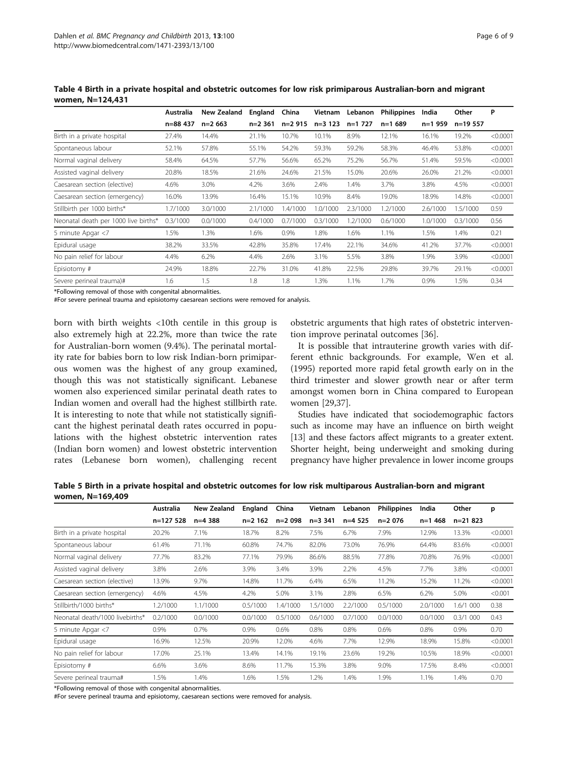**Table 4 Birth in a private hospital and obstetric outcomes for low risk primiparous Australian-born and migrant women, N=124,431**

| | Australia | New Zealand | England | China | Vietnam | Lebanon | Philippines | India | Other | P |
|---|---|---|---|---|---|---|---|---|---|---|
| | n=88 437 | n=2 663 | n=2 361 | n=2 915 | n=3 123 | n=1 727 | n=1 689 | n=1 959 | n=19 557 | |
| Birth in a private hospital | 27.4% | 14.4% | 21.1% | 10.7% | 10.1% | 8.9% | 12.1% | 16.1% | 19.2% | <0.0001 |
| Spontaneous labour | 52.1% | 57.8% | 55.1% | 54.2% | 59.3% | 59.2% | 58.3% | 46.4% | 53.8% | <0.0001 |
| Normal vaginal delivery | 58.4% | 64.5% | 57.7% | 56.6% | 65.2% | 75.2% | 56.7% | 51.4% | 59.5% | <0.0001 |
| Assisted vaginal delivery | 20.8% | 18.5% | 21.6% | 24.6% | 21.5% | 15.0% | 20.6% | 26.0% | 21.2% | <0.0001 |
| Caesarean section (elective) | 4.6% | 3.0% | 4.2% | 3.6% | 2.4% | 1.4% | 3.7% | 3.8% | 4.5% | <0.0001 |
| Caesarean section (emergency) | 16.0% | 13.9% | 16.4% | 15.1% | 10.9% | 8.4% | 19.0% | 18.9% | 14.8% | <0.0001 |
| Stillbirth per 1000 births* | 1.7/1000 | 3.0/1000 | 2.1/1000 | 1.4/1000 | 1.0/1000 | 2.3/1000 | 1.2/1000 | 2.6/1000 | 1.5/1000 | 0.59 |
| Neonatal death per 1000 live births* | 0.3/1000 | 0.0/1000 | 0.4/1000 | 0.7/1000 | 0.3/1000 | 1.2/1000 | 0.6/1000 | 1.0/1000 | 0.3/1000 | 0.56 |
| 5 minute Apgar <7 | 1.5% | 1.3% | 1.6% | 0.9% | 1.8% | 1.6% | 1.1% | 1.5% | 1.4% | 0.21 |
| Epidural usage | 38.2% | 33.5% | 42.8% | 35.8% | 17.4% | 22.1% | 34.6% | 41.2% | 37.7% | <0.0001 |
| No pain relief for labour | 4.4% | 6.2% | 4.4% | 2.6% | 3.1% | 5.5% | 3.8% | 1.9% | 3.9% | <0.0001 |
| Episiotomy # | 24.9% | 18.8% | 22.7% | 31.0% | 41.8% | 22.5% | 29.8% | 39.7% | 29.1% | <0.0001 |
| Severe perineal trauma)# | 1.6 | 1.5 | 1.8 | 1.8 | 1.3% | 1.1% | 1.7% | 0.9% | 1.5% | 0.34 |

*Following removal of those with congenital abnormalities.

#For severe perineal trauma and episiotomy caesarean sections were removed for analysis.

born with birth weights <10th centile in this group is also extremely high at 22.2%, more than twice the rate for Australian-born women (9.4%). The perinatal mortality rate for babies born to low risk Indian-born primiparous women was the highest of any group examined, though this was not statistically significant. Lebanese women also experienced similar perinatal death rates to Indian women and overall had the highest stillbirth rate. It is interesting to note that while not statistically significant the highest perinatal death rates occurred in populations with the highest obstetric intervention rates (Indian born women) and lowest obstetric intervention rates (Lebanese born women), challenging recent obstetric arguments that high rates of obstetric intervention improve perinatal outcomes [36].

It is possible that intrauterine growth varies with different ethnic backgrounds. For example, Wen et al. (1995) reported more rapid fetal growth early on in the third trimester and slower growth near or after term amongst women born in China compared to European women [29,37].

Studies have indicated that sociodemographic factors such as income may have an influence on birth weight [13] and these factors affect migrants to a greater extent. Shorter height, being underweight and smoking during pregnancy have higher prevalence in lower income groups

**Table 5 Birth in a private hospital and obstetric outcomes for low risk multiparous Australian-born and migrant women, N=169,409**

| | Australia | New Zealand | England | China | Vietnam | Lebanon | Philippines | India | Other | p |
|---|---|---|---|---|---|---|---|---|---|---|
| | n=127 528 | n=4 388 | n=2 162 | n=2 098 | n=3 341 | n=4 525 | n=2 076 | n=1 468 | n=21 823 | |
| Birth in a private hospital | 20.2% | 7.1% | 18.7% | 8.2% | 7.5% | 6.7% | 7.9% | 12.9% | 13.3% | <0.0001 |
| Spontaneous labour | 61.4% | 71.1% | 60.8% | 74.7% | 82.0% | 73.0% | 76.9% | 64.4% | 83.6% | <0.0001 |
| Normal vaginal delivery | 77.7% | 83.2% | 77.1% | 79.9% | 86.6% | 88.5% | 77.8% | 70.8% | 76.9% | <0.0001 |
| Assisted vaginal delivery | 3.8% | 2.6% | 3.9% | 3.4% | 3.9% | 2.2% | 4.5% | 7.7% | 3.8% | <0.0001 |
| Caesarean section (elective) | 13.9% | 9.7% | 14.8% | 11.7% | 6.4% | 6.5% | 11.2% | 15.2% | 11.2% | <0.0001 |
| Caesarean section (emergency) | 4.6% | 4.5% | 4.2% | 5.0% | 3.1% | 2.8% | 6.5% | 6.2% | 5.0% | <0.001 |
| Stillbirth/1000 births* | 1.2/1000 | 1.1/1000 | 0.5/1000 | 1.4/1000 | 1.5/1000 | 2.2/1000 | 0.5/1000 | 2.0/1000 | 1.6/1 000 | 0.38 |
| Neonatal death/1000 livebirths* | 0.2/1000 | 0.0/1000 | 0.0/1000 | 0.5/1000 | 0.6/1000 | 0.7/1000 | 0.0/1000 | 0.0/1000 | 0.3/1 000 | 0.43 |
| 5 minute Apgar <7 | 0.9% | 0.7% | 0.9% | 0.6% | 0.8% | 0.8% | 0.6% | 0.8% | 0.9% | 0.70 |
| Epidural usage | 16.9% | 12.5% | 20.9% | 12.0% | 4.6% | 7.7% | 12.9% | 18.9% | 15.8% | <0.0001 |
| No pain relief for labour | 17.0% | 25.1% | 13.4% | 14.1% | 19.1% | 23.6% | 19.2% | 10.5% | 18.9% | <0.0001 |
| Episiotomy # | 6.6% | 3.6% | 8.6% | 11.7% | 15.3% | 3.8% | 9.0% | 17.5% | 8.4% | <0.0001 |
| Severe perineal trauma# | 1.5% | 1.4% | 1.6% | 1.5% | 1.2% | 1.4% | 1.9% | 1.1% | 1.4% | 0.70 |

*Following removal of those with congenital abnormalities.

#For severe perineal trauma and episiotomy, caesarean sections were removed for analysis.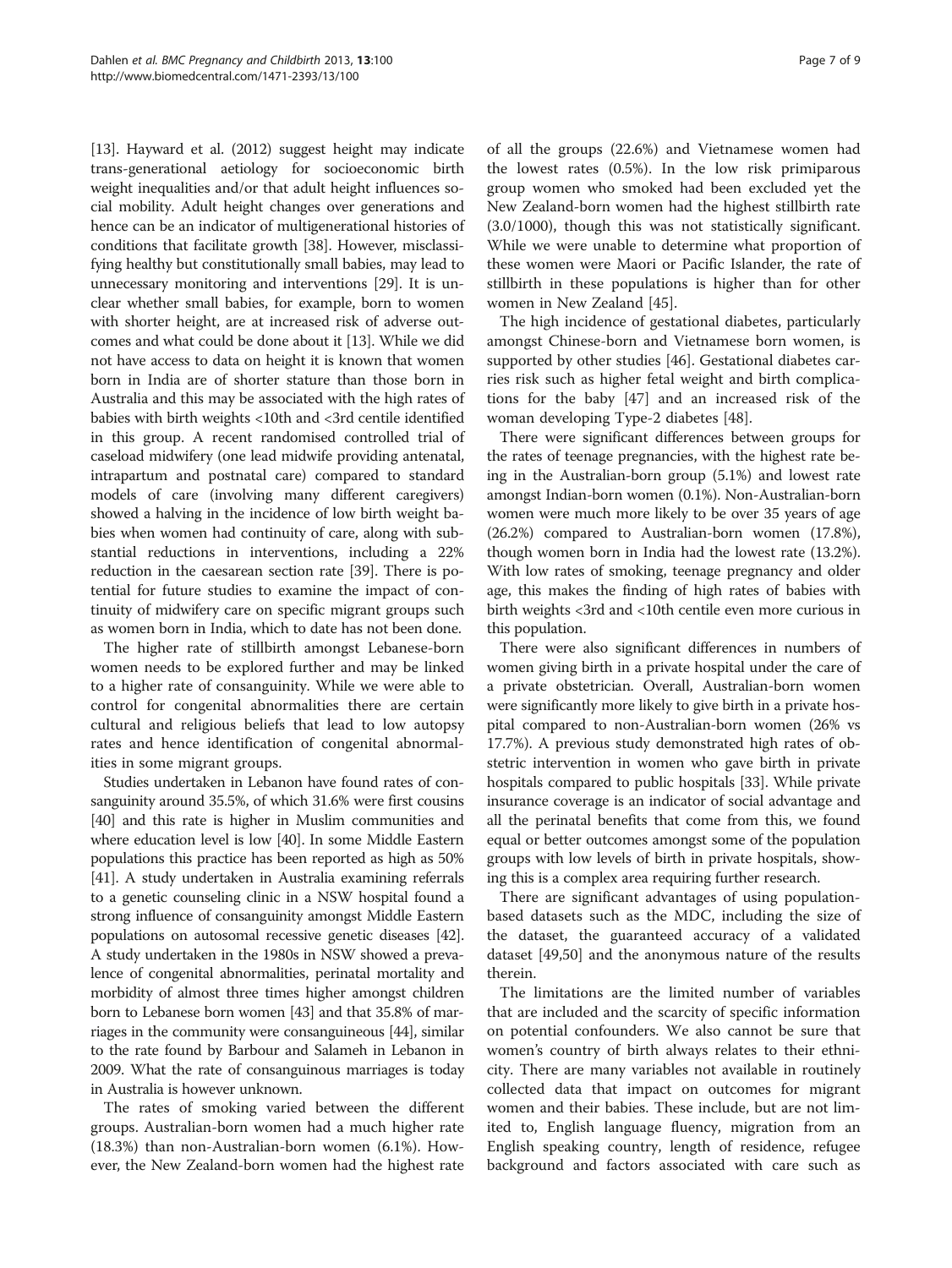[13]. Hayward et al. (2012) suggest height may indicate trans-generational aetiology for socioeconomic birth weight inequalities and/or that adult height influences social mobility. Adult height changes over generations and hence can be an indicator of multigenerational histories of conditions that facilitate growth [38]. However, misclassifying healthy but constitutionally small babies, may lead to unnecessary monitoring and interventions [29]. It is unclear whether small babies, for example, born to women with shorter height, are at increased risk of adverse outcomes and what could be done about it [13]. While we did not have access to data on height it is known that women born in India are of shorter stature than those born in Australia and this may be associated with the high rates of babies with birth weights <10th and <3rd centile identified in this group. A recent randomised controlled trial of caseload midwifery (one lead midwife providing antenatal, intrapartum and postnatal care) compared to standard models of care (involving many different caregivers) showed a halving in the incidence of low birth weight babies when women had continuity of care, along with substantial reductions in interventions, including a 22% reduction in the caesarean section rate [39]. There is potential for future studies to examine the impact of continuity of midwifery care on specific migrant groups such as women born in India, which to date has not been done.

The higher rate of stillbirth amongst Lebanese-born women needs to be explored further and may be linked to a higher rate of consanguinity. While we were able to control for congenital abnormalities there are certain cultural and religious beliefs that lead to low autopsy rates and hence identification of congenital abnormalities in some migrant groups.

Studies undertaken in Lebanon have found rates of consanguinity around 35.5%, of which 31.6% were first cousins [40] and this rate is higher in Muslim communities and where education level is low [40]. In some Middle Eastern populations this practice has been reported as high as 50% [41]. A study undertaken in Australia examining referrals to a genetic counseling clinic in a NSW hospital found a strong influence of consanguinity amongst Middle Eastern populations on autosomal recessive genetic diseases [42]. A study undertaken in the 1980s in NSW showed a prevalence of congenital abnormalities, perinatal mortality and morbidity of almost three times higher amongst children born to Lebanese born women [43] and that 35.8% of marriages in the community were consanguineous [44], similar to the rate found by Barbour and Salameh in Lebanon in 2009. What the rate of consanguinous marriages is today in Australia is however unknown.

The rates of smoking varied between the different groups. Australian-born women had a much higher rate (18.3%) than non-Australian-born women (6.1%). However, the New Zealand-born women had the highest rate of all the groups (22.6%) and Vietnamese women had the lowest rates (0.5%). In the low risk primiparous group women who smoked had been excluded yet the New Zealand-born women had the highest stillbirth rate (3.0/1000), though this was not statistically significant. While we were unable to determine what proportion of these women were Maori or Pacific Islander, the rate of stillbirth in these populations is higher than for other women in New Zealand [45].

The high incidence of gestational diabetes, particularly amongst Chinese-born and Vietnamese born women, is supported by other studies [46]. Gestational diabetes carries risk such as higher fetal weight and birth complications for the baby [47] and an increased risk of the woman developing Type-2 diabetes [48].

There were significant differences between groups for the rates of teenage pregnancies, with the highest rate being in the Australian-born group (5.1%) and lowest rate amongst Indian-born women (0.1%). Non-Australian-born women were much more likely to be over 35 years of age (26.2%) compared to Australian-born women (17.8%), though women born in India had the lowest rate (13.2%). With low rates of smoking, teenage pregnancy and older age, this makes the finding of high rates of babies with birth weights <3rd and <10th centile even more curious in this population.

There were also significant differences in numbers of women giving birth in a private hospital under the care of a private obstetrician. Overall, Australian-born women were significantly more likely to give birth in a private hospital compared to non-Australian-born women (26% vs 17.7%). A previous study demonstrated high rates of obstetric intervention in women who gave birth in private hospitals compared to public hospitals [33]. While private insurance coverage is an indicator of social advantage and all the perinatal benefits that come from this, we found equal or better outcomes amongst some of the population groups with low levels of birth in private hospitals, showing this is a complex area requiring further research.

There are significant advantages of using population-based datasets such as the MDC, including the size of the dataset, the guaranteed accuracy of a validated dataset [49,50] and the anonymous nature of the results therein.

The limitations are the limited number of variables that are included and the scarcity of specific information on potential confounders. We also cannot be sure that women's country of birth always relates to their ethnicity. There are many variables not available in routinely collected data that impact on outcomes for migrant women and their babies. These include, but are not limited to, English language fluency, migration from an English speaking country, length of residence, refugee background and factors associated with care such as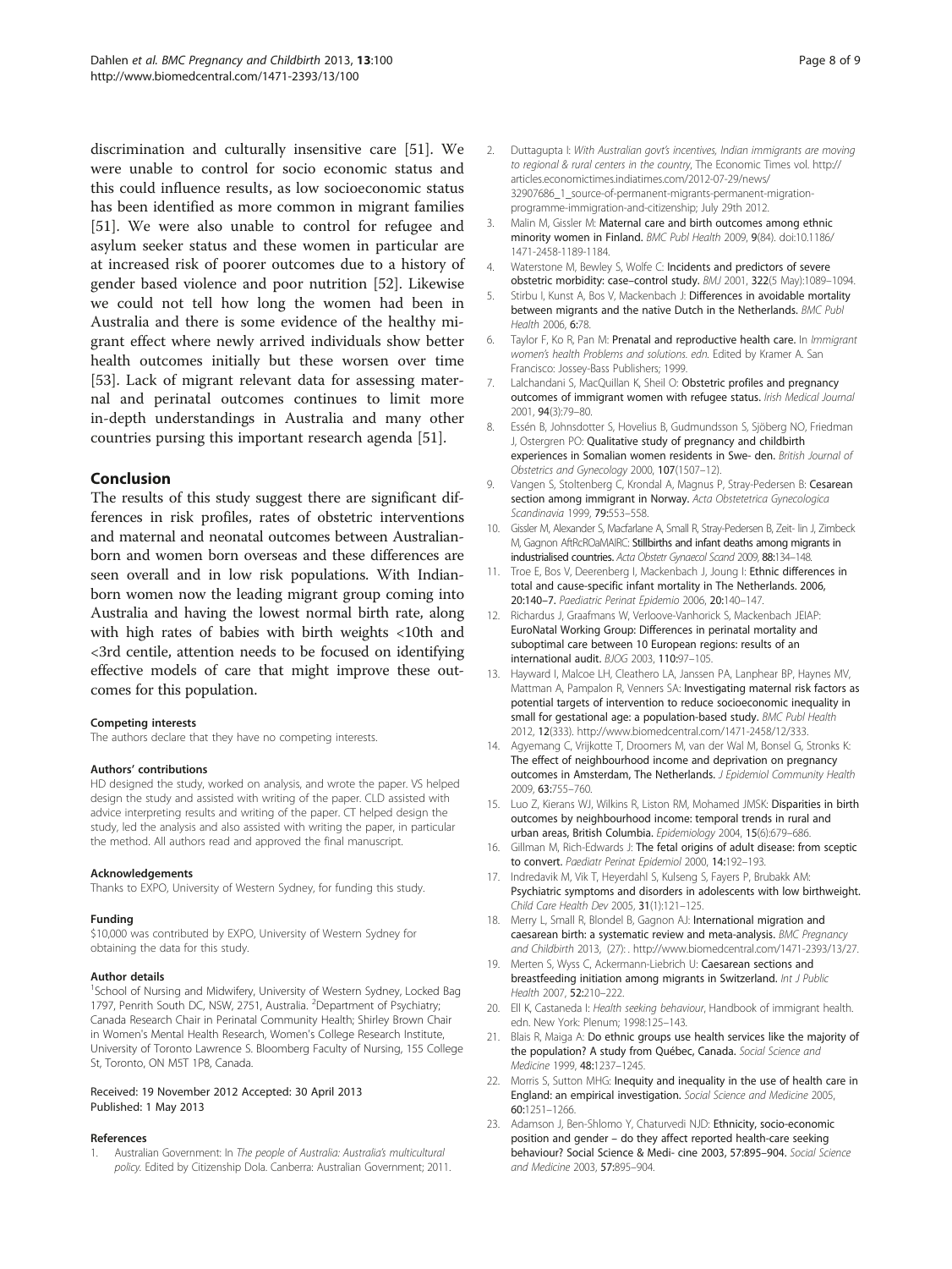discrimination and culturally insensitive care [51]. We were unable to control for socio economic status and this could influence results, as low socioeconomic status has been identified as more common in migrant families [51]. We were also unable to control for refugee and asylum seeker status and these women in particular are at increased risk of poorer outcomes due to a history of gender based violence and poor nutrition [52]. Likewise we could not tell how long the women had been in Australia and there is some evidence of the healthy migrant effect where newly arrived individuals show better health outcomes initially but these worsen over time [53]. Lack of migrant relevant data for assessing maternal and perinatal outcomes continues to limit more in-depth understandings in Australia and many other countries pursing this important research agenda [51].

## Conclusion

The results of this study suggest there are significant differences in risk profiles, rates of obstetric interventions and maternal and neonatal outcomes between Australian-born and women born overseas and these differences are seen overall and in low risk populations. With Indian-born women now the leading migrant group coming into Australia and having the lowest normal birth rate, along with high rates of babies with birth weights <10th and <3rd centile, attention needs to be focused on identifying effective models of care that might improve these outcomes for this population.

#### Competing interests
The authors declare that they have no competing interests.

#### Authors' contributions
HD designed the study, worked on analysis, and wrote the paper. VS helped design the study and assisted with writing of the paper. CLD assisted with advice interpreting results and writing of the paper. CT helped design the study, led the analysis and also assisted with writing the paper, in particular the method. All authors read and approved the final manuscript.

#### Acknowledgements
Thanks to EXPO, University of Western Sydney, for funding this study.

#### Funding
$10,000 was contributed by EXPO, University of Western Sydney for obtaining the data for this study.

#### Author details
[1]School of Nursing and Midwifery, University of Western Sydney, Locked Bag 1797, Penrith South DC, NSW, 2751, Australia. [2]Department of Psychiatry; Canada Research Chair in Perinatal Community Health; Shirley Brown Chair in Women's Mental Health Research, Women's College Research Institute, University of Toronto Lawrence S. Bloomberg Faculty of Nursing, 155 College St, Toronto, ON M5T 1P8, Canada.

Received: 19 November 2012 Accepted: 30 April 2013
Published: 1 May 2013

#### References
1. Australian Government: In *The people of Australia: Australia's multicultural policy*. Edited by Citizenship Dola. Canberra: Australian Government; 2011.
2. Duttagupta I: *With Australian govt's incentives, Indian immigrants are moving to regional & rural centers in the country*, The Economic Times vol. http://articles.economictimes.indiatimes.com/2012-07-29/news/32907686_1_source-of-permanent-migrants-permanent-migration-programme-immigration-and-citizenship; July 29th 2012.
3. Malin M, Gissler M: **Maternal care and birth outcomes among ethnic minority women in Finland.** *BMC Publ Health* 2009, **9**(84). doi:10.1186/1471-2458-1189-1184.
4. Waterstone M, Bewley S, Wolfe C: **Incidents and predictors of severe obstetric morbidity: case–control study.** *BMJ* 2001, **322**(5 May):1089–1094.
5. Stirbu I, Kunst A, Bos V, Mackenbach J: **Differences in avoidable mortality between migrants and the native Dutch in the Netherlands.** *BMC Publ Health* 2006, **6:**78.
6. Taylor F, Ko R, Pan M: **Prenatal and reproductive health care.** In *Immigrant women's health Problems and solutions. edn.* Edited by Kramer A. San Francisco: Jossey-Bass Publishers; 1999.
7. Lalchandani S, MacQuillan K, Sheil O: **Obstetric profiles and pregnancy outcomes of immigrant women with refugee status.** *Irish Medical Journal* 2001, **94**(3):79–80.
8. Essén B, Johnsdotter S, Hovelius B, Gudmundsson S, Sjöberg NO, Friedman J, Ostergren PO: **Qualitative study of pregnancy and childbirth experiences in Somalian women residents in Swe- den.** *British Journal of Obstetrics and Gynecology* 2000, **107**(1507–12).
9. Vangen S, Stoltenberg C, Krondal A, Magnus P, Stray-Pedersen B: **Cesarean section among immigrant in Norway.** *Acta Obstetetrica Gynecologica Scandinavia* 1999, **79:**553–558.
10. Gissler M, Alexander S, Macfarlane A, Small R, Stray-Pedersen B, Zeit- lin J, Zimbeck M, Gagnon AftRcROaMAIRC: **Stillbirths and infant deaths among migrants in industrialised countries.** *Acta Obstetr Gynaecol Scand* 2009, **88:**134–148.
11. Troe E, Bos V, Deerenberg I, Mackenbach J, Joung I: **Ethnic differences in total and cause-specific infant mortality in The Netherlands. 2006, 20:140–7.** *Paediatric Perinat Epidemio* 2006, **20:**140–147.
12. Richardus J, Graafmans W, Verloove-Vanhorick S, Mackenbach JEIAP: **EuroNatal Working Group: Differences in perinatal mortality and suboptimal care between 10 European regions: results of an international audit.** *BJOG* 2003, **110:**97–105.
13. Hayward I, Malcoe LH, Cleathero LA, Janssen PA, Lanphear BP, Haynes MV, Mattman A, Pampalon R, Venners SA: **Investigating maternal risk factors as potential targets of intervention to reduce socioeconomic inequality in small for gestational age: a population-based study.** *BMC Publ Health* 2012, **12**(333). http://www.biomedcentral.com/1471-2458/12/333.
14. Agyemang C, Vrijkotte T, Droomers M, van der Wal M, Bonsel G, Stronks K: **The effect of neighbourhood income and deprivation on pregnancy outcomes in Amsterdam, The Netherlands.** *J Epidemiol Community Health* 2009, **63:**755–760.
15. Luo Z, Kierans WJ, Wilkins R, Liston RM, Mohamed JMSK: **Disparities in birth outcomes by neighbourhood income: temporal trends in rural and urban areas, British Columbia.** *Epidemiology* 2004, **15**(6):679–686.
16. Gillman M, Rich-Edwards J: **The fetal origins of adult disease: from sceptic to convert.** *Paediatr Perinat Epidemiol* 2000, **14:**192–193.
17. Indredavik M, Vik T, Heyerdahl S, Kulseng S, Fayers P, Brubakk AM: **Psychiatric symptoms and disorders in adolescents with low birthweight.** *Child Care Health Dev* 2005, **31**(1):121–125.
18. Merry L, Small R, Blondel B, Gagnon AJ: **International migration and caesarean birth: a systematic review and meta-analysis.** *BMC Pregnancy and Childbirth* 2013, (27): . http://www.biomedcentral.com/1471-2393/13/27.
19. Merten S, Wyss C, Ackermann-Liebrich U: **Caesarean sections and breastfeeding initiation among migrants in Switzerland.** *Int J Public Health* 2007, **52:**210–222.
20. Ell K, Castaneda I: *Health seeking behaviour*, Handbook of immigrant health. edn. New York: Plenum; 1998:125–143.
21. Blais R, Maiga A: **Do ethnic groups use health services like the majority of the population? A study from Québec, Canada.** *Social Science and Medicine* 1999, **48:**1237–1245.
22. Morris S, Sutton MHG: **Inequity and inequality in the use of health care in England: an empirical investigation.** *Social Science and Medicine* 2005, **60:**1251–1266.
23. Adamson J, Ben-Shlomo Y, Chaturvedi NJD: **Ethnicity, socio-economic position and gender – do they affect reported health-care seeking behaviour? Social Science & Medi- cine 2003, 57:895–904.** *Social Science and Medicine* 2003, **57:**895–904.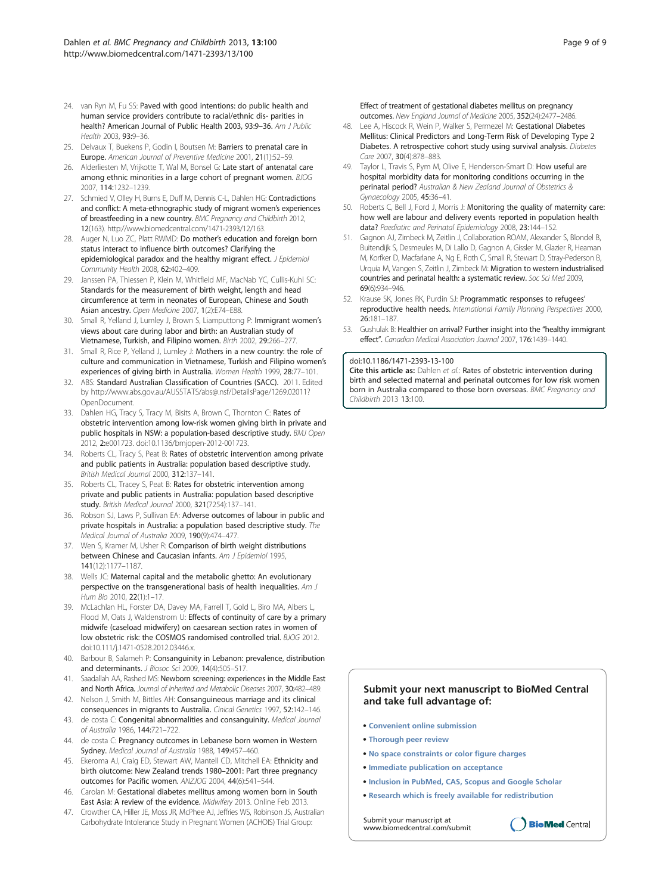24. van Ryn M, Fu SS: Paved with good intentions: do public health and human service providers contribute to racial/ethnic dis- parities in health? American Journal of Public Health 2003, 93:9–36. *Am J Public Health* 2003, 93:9–36.
25. Delvaux T, Buekens P, Godin I, Boutsen M: Barriers to prenatal care in Europe. *American Journal of Preventive Medicine* 2001, 21(1):52–59.
26. Alderliesten M, Vrijkotte T, Wal M, Bonsel G: Late start of antenatal care among ethnic minorities in a large cohort of pregnant women. *BJOG* 2007, 114:1232–1239.
27. Schmied V, Olley H, Burns E, Duff M, Dennis C-L, Dahlen HG: Contradictions and conflict: A meta-ethnographic study of migrant women's experiences of breastfeeding in a new country. *BMC Pregnancy and Childbirth* 2012, 12(163). http://www.biomedcentral.com/1471-2393/12/163.
28. Auger N, Luo ZC, Platt RWMD: Do mother's education and foreign born status interact to influence birth outcomes? Clarifying the epidemiological paradox and the healthy migrant effect. *J Epidemiol Community Health* 2008, 62:402–409.
29. Janssen PA, Thiessen P, Klein M, Whitfield MF, MacNab YC, Cullis-Kuhl SC: Standards for the measurement of birth weight, length and head circumference at term in neonates of European, Chinese and South Asian ancestry. *Open Medicine* 2007, 1(2):E74–E88.
30. Small R, Yelland J, Lumley J, Brown S, Liamputtong P: Immigrant women's views about care during labor and birth: an Australian study of Vietnamese, Turkish, and Filipino women. *Birth* 2002, 29:266–277.
31. Small R, Rice P, Yelland J, Lumley J: Mothers in a new country: the role of culture and communication in Vietnamese, Turkish and Filipino women's experiences of giving birth in Australia. *Women Health* 1999, 28:77–101.
32. ABS: Standard Australian Classification of Countries (SACC). 2011. Edited by http://www.abs.gov.au/AUSSTATS/abs@.nsf/DetailsPage/1269.02011?OpenDocument.
33. Dahlen HG, Tracy S, Tracy M, Bisits A, Brown C, Thornton C: Rates of obstetric intervention among low-risk women giving birth in private and public hospitals in NSW: a population-based descriptive study. *BMJ Open* 2012, 2:e001723. doi:10.1136/bmjopen-2012-001723.
34. Roberts CL, Tracy S, Peat B: Rates of obstetric intervention among private and public patients in Australia: population based descriptive study. *British Medical Journal* 2000, 312:137–141.
35. Roberts CL, Tracey S, Peat B: Rates for obstetric intervention among private and public patients in Australia: population based descriptive study. *British Medical Journal* 2000, 321(7254):137–141.
36. Robson SJ, Laws P, Sullivan EA: Adverse outcomes of labour in public and private hospitals in Australia: a population based descriptive study. *The Medical Journal of Australia* 2009, 190(9):474–477.
37. Wen S, Kramer M, Usher R: Comparison of birth weight distributions between Chinese and Caucasian infants. *Am J Epidemiol* 1995, 141(12):1177–1187.
38. Wells JC: Maternal capital and the metabolic ghetto: An evolutionary perspective on the transgenerational basis of health inequalities. *Am J Hum Bio* 2010, 22(1):1–17.
39. McLachlan HL, Forster DA, Davey MA, Farrell T, Gold L, Biro MA, Albers L, Flood M, Oats J, Waldenstrom U: Effects of continuity of care by a primary midwife (caseload midwifery) on caesarean section rates in women of low obstetric risk: the COSMOS randomised controlled trial. *BJOG* 2012. doi:10.1111/j.1471-0528.2012.03446.x.
40. Barbour B, Salameh P: Consanguinity in Lebanon: prevalence, distribution and determinants. *J Biosoc Sci* 2009, 14(4):505–517.
41. Saadallah AA, Rashed MS: Newborn screening: experiences in the Middle East and North Africa. *Journal of Inherited and Metabolic Diseases* 2007, 30:482–489.
42. Nelson J, Smith M, Bittles AH: Consanguineous marriage and its clinical consequences in migrants to Australia. *Cinical Genetics* 1997, 52:142–146.
43. de costa C: Congenital abnormalities and consanguinity. *Medical Journal of Australia* 1986, 144:721–722.
44. de costa C: Pregnancy outcomes in Lebanese born women in Western Sydney. *Medical Journal of Australia* 1988, 149:457–460.
45. Ekeroma AJ, Craig ED, Stewart AW, Mantell CD, Mitchell EA: Ethnicity and birth oiutcome: New Zealand trends 1980–2001: Part three pregnancy outcomes for Pacific women. *ANZJOG* 2004, 44(6):541–544.
46. Carolan M: Gestational diabetes mellitus among women born in South East Asia: A review of the evidence. *Midwifery* 2013. Online Feb 2013.
47. Crowther CA, Hiller JE, Moss JR, McPhee AJ, Jeffries WS, Robinson JS, Australian Carbohydrate Intolerance Study in Pregnant Women (ACHOIS) Trial Group: Effect of treatment of gestational diabetes mellitus on pregnancy outcomes. *New England Journal of Medicine* 2005, 352(24):2477–2486.
48. Lee A, Hiscock R, Wein P, Walker S, Permezel M: Gestational Diabetes Mellitus: Clinical Predictors and Long-Term Risk of Developing Type 2 Diabetes. A retrospective cohort study using survival analysis. *Diabetes Care* 2007, 30(4):878–883.
49. Taylor L, Travis S, Pym M, Olive E, Henderson-Smart D: How useful are hospital morbidity data for monitoring conditions occurring in the perinatal period? *Australian & New Zealand Journal of Obstetrics & Gynaecology* 2005, 45:36–41.
50. Roberts C, Bell J, Ford J, Morris J: Monitoring the quality of maternity care: how well are labour and delivery events reported in population health data? *Paediatric and Perinatal Epidemiology* 2008, 23:144–152.
51. Gagnon AJ, Zimbeck M, Zeitlin J, Collaboration ROAM, Alexander S, Blondel B, Buitendijk S, Desmeules M, Di Lallo D, Gagnon A, Gissler M, Glazier R, Heaman M, Korfker D, Macfarlane A, Ng E, Roth C, Small R, Stewart D, Stray-Pederson B, Urquia M, Vangen S, Zeitlin J, Zimbeck M: Migration to western industrialised countries and perinatal health: a systematic review. *Soc Sci Med* 2009, 69(6):934–946.
52. Krause SK, Jones RK, Purdin SJ: Programmatic responses to refugees' reproductive health needs. *International Family Planning Perspectives* 2000, 26:181–187.
53. Gushulak B: Healthier on arrival? Further insight into the "healthy immigrant effect". *Canadian Medical Association Journal* 2007, 176:1439–1440.

doi:10.1186/1471-2393-13-100

**Cite this article as:** Dahlen *et al.*: Rates of obstetric intervention during birth and selected maternal and perinatal outcomes for low risk women born in Australia compared to those born overseas. *BMC Pregnancy and Childbirth* 2013 13:100.

**Submit your next manuscript to BioMed Central and take full advantage of:**

- **Convenient online submission**
- **Thorough peer review**
- **No space constraints or color figure charges**
- **Immediate publication on acceptance**
- **Inclusion in PubMed, CAS, Scopus and Google Scholar**
- **Research which is freely available for redistribution**

Submit your manuscript at
www.biomedcentral.com/submit

BioMed Central